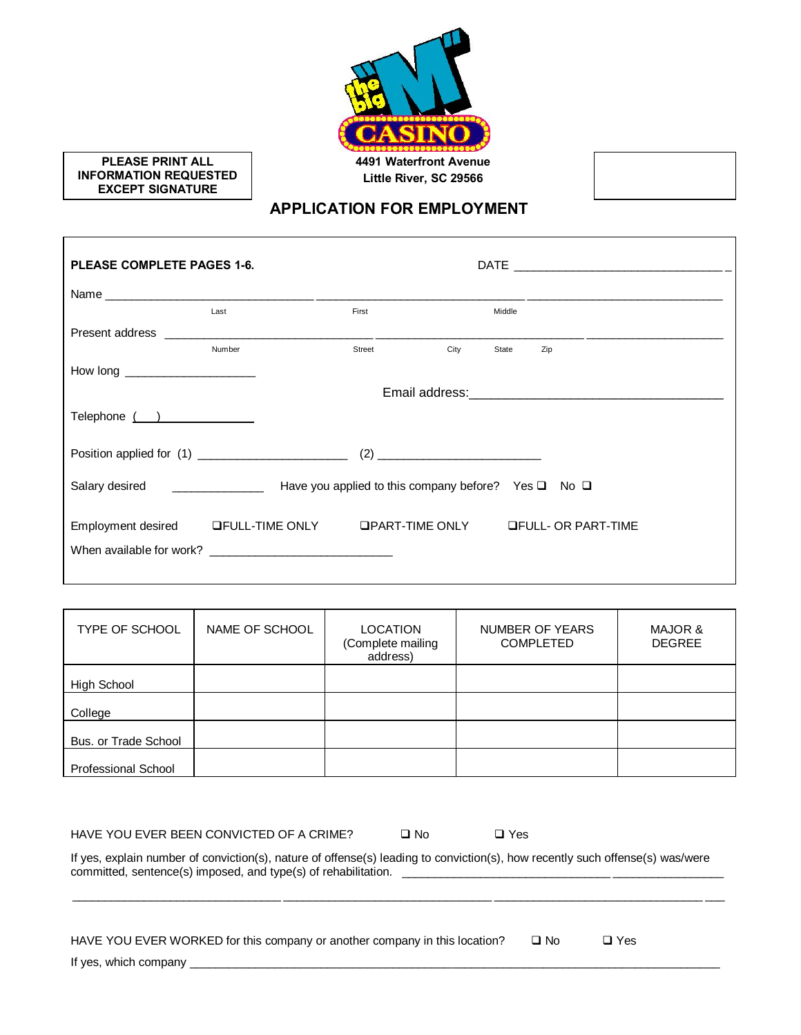**PLEASE PRINT ALL INFORMATION REQUESTED EXCEPT SIGNATURE**

4491 Waterfront Avenue
Little River, SC 29566

# APPLICATION FOR EMPLOYMENT

**PLEASE COMPLETE PAGES 1-6.** DATE ______________________________

Name ______________________________ ______________________________ ______________________________
Last First Middle

Present address ______________________________ ______________________________ ____________________
Number Street City State Zip

How long ____________________

Email address: ____________________________________

Telephone ( )______________

Position applied for (1) ______________________ (2) ________________________

Salary desired ______________ Have you applied to this company before? Yes ❑ No ❑

Employment desired ❑FULL-TIME ONLY ❑PART-TIME ONLY ❑FULL- OR PART-TIME

When available for work? ___________________________

| TYPE OF SCHOOL | NAME OF SCHOOL | LOCATION (Complete mailing address) | NUMBER OF YEARS COMPLETED | MAJOR & DEGREE |
|---|---|---|---|---|
| High School | | | | |
| College | | | | |
| Bus. or Trade School | | | | |
| Professional School | | | | |

HAVE YOU EVER BEEN CONVICTED OF A CRIME? ❑ No ❑ Yes

If yes, explain number of conviction(s), nature of offense(s) leading to conviction(s), how recently such offense(s) was/were committed, sentence(s) imposed, and type(s) of rehabilitation. ______________________________________________

______________________________________________________________________________________________

HAVE YOU EVER WORKED for this company or another company in this location? ❑ No ❑ Yes

If yes, which company ______________________________________________________________________________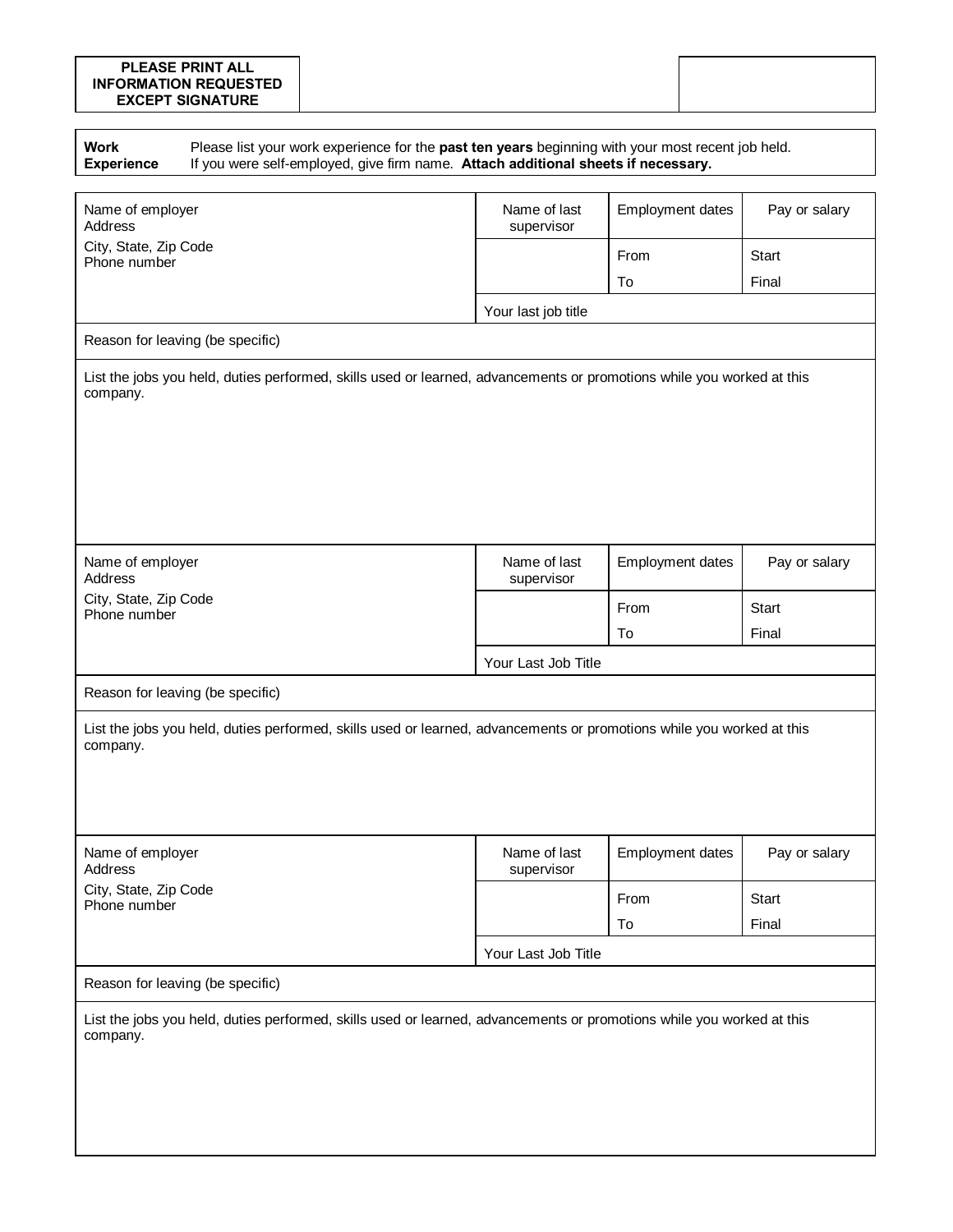**PLEASE PRINT ALL INFORMATION REQUESTED EXCEPT SIGNATURE**

| **Work Experience** | Please list your work experience for the **past ten years** beginning with your most recent job held. If you were self-employed, give firm name. **Attach additional sheets if necessary.** |
|---|---|

| Name of employer<br>Address<br>City, State, Zip Code<br>Phone number | Name of last supervisor | Employment dates | Pay or salary |
|---|---|---|---|
| | | From | Start |
| | | To | Final |
| | Your last job title | | |
| Reason for leaving (be specific) | | | |
| List the jobs you held, duties performed, skills used or learned, advancements or promotions while you worked at this company. | | | |

| Name of employer<br>Address<br>City, State, Zip Code<br>Phone number | Name of last supervisor | Employment dates | Pay or salary |
|---|---|---|---|
| | | From | Start |
| | | To | Final |
| | Your Last Job Title | | |
| Reason for leaving (be specific) | | | |
| List the jobs you held, duties performed, skills used or learned, advancements or promotions while you worked at this company. | | | |

| Name of employer<br>Address<br>City, State, Zip Code<br>Phone number | Name of last supervisor | Employment dates | Pay or salary |
|---|---|---|---|
| | | From | Start |
| | | To | Final |
| | Your Last Job Title | | |
| Reason for leaving (be specific) | | | |
| List the jobs you held, duties performed, skills used or learned, advancements or promotions while you worked at this company. | | | |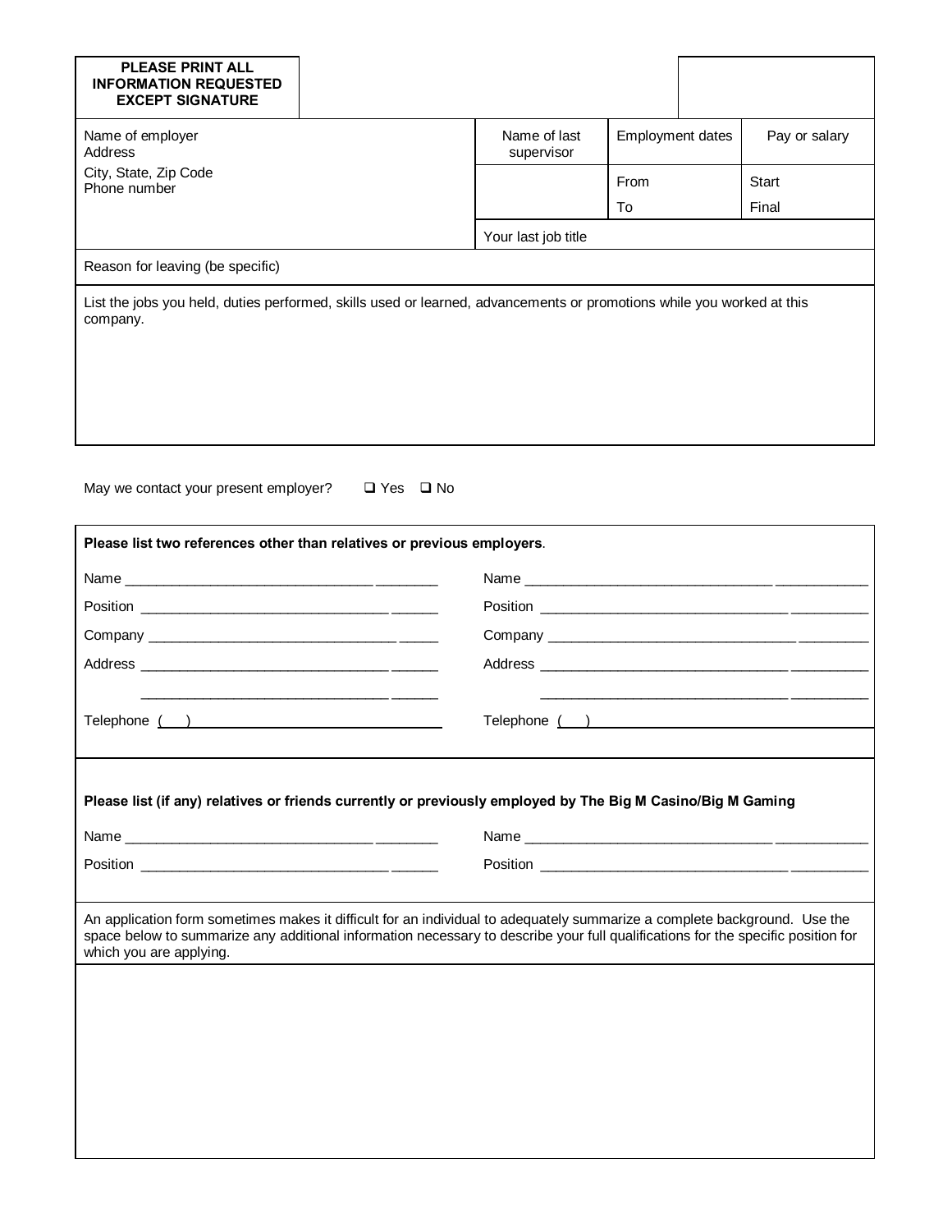| **PLEASE PRINT ALL INFORMATION REQUESTED EXCEPT SIGNATURE** | | | | |
|---|---|---|---|---|
| Name of employer<br>Address<br>City, State, Zip Code<br>Phone number | Name of last supervisor | Employment dates | Pay or salary | |
| | | From<br>To | Start<br>Final | |
| | Your last job title | | | |
| Reason for leaving (be specific) | | | | |
| List the jobs you held, duties performed, skills used or learned, advancements or promotions while you worked at this company. | | | | |

May we contact your present employer? ☐ Yes ☐ No

**Please list two references other than relatives or previous employers**.

Name ________________________________________

Position ________________________________________

Company ________________________________________

Address ________________________________________

________________________________________

Telephone ( )

Name ________________________________________

Position ________________________________________

Company ________________________________________

Address ________________________________________

________________________________________

Telephone ( )

**Please list (if any) relatives or friends currently or previously employed by The Big M Casino/Big M Gaming**

Name ________________________________________

Position ________________________________________

Name ________________________________________

Position ________________________________________

An application form sometimes makes it difficult for an individual to adequately summarize a complete background. Use the space below to summarize any additional information necessary to describe your full qualifications for the specific position for which you are applying.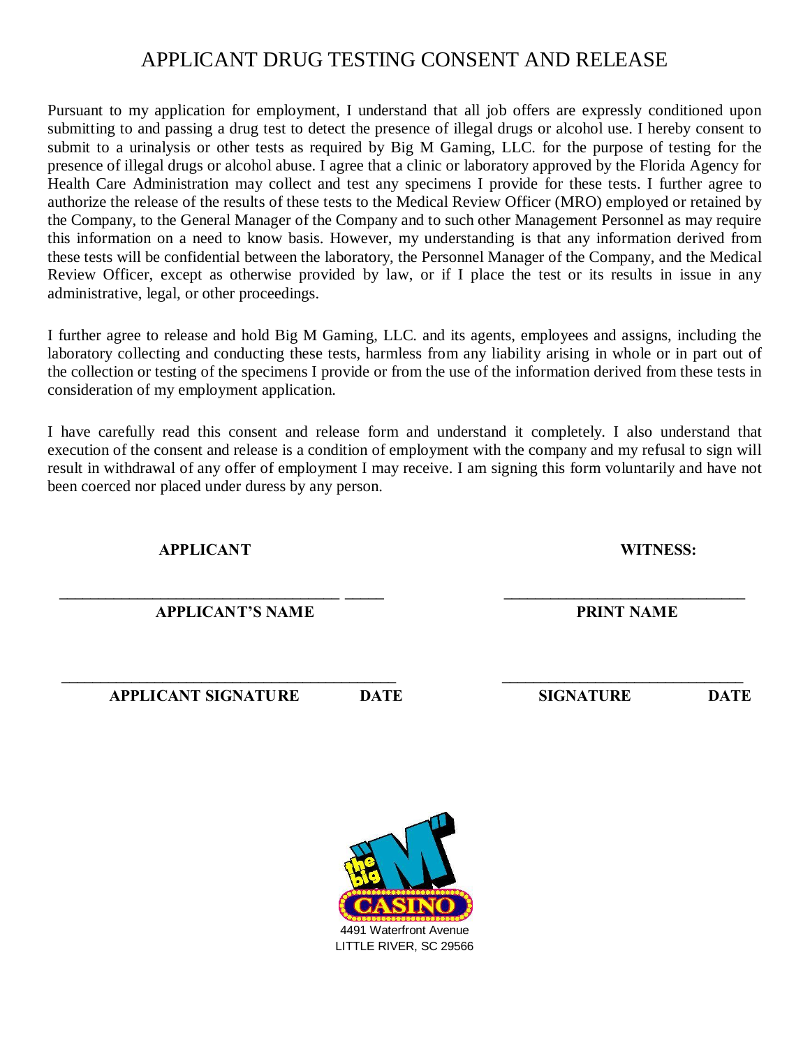# APPLICANT DRUG TESTING CONSENT AND RELEASE

Pursuant to my application for employment, I understand that all job offers are expressly conditioned upon submitting to and passing a drug test to detect the presence of illegal drugs or alcohol use. I hereby consent to submit to a urinalysis or other tests as required by Big M Gaming, LLC. for the purpose of testing for the presence of illegal drugs or alcohol abuse. I agree that a clinic or laboratory approved by the Florida Agency for Health Care Administration may collect and test any specimens I provide for these tests. I further agree to authorize the release of the results of these tests to the Medical Review Officer (MRO) employed or retained by the Company, to the General Manager of the Company and to such other Management Personnel as may require this information on a need to know basis. However, my understanding is that any information derived from these tests will be confidential between the laboratory, the Personnel Manager of the Company, and the Medical Review Officer, except as otherwise provided by law, or if I place the test or its results in issue in any administrative, legal, or other proceedings.

I further agree to release and hold Big M Gaming, LLC. and its agents, employees and assigns, including the laboratory collecting and conducting these tests, harmless from any liability arising in whole or in part out of the collection or testing of the specimens I provide or from the use of the information derived from these tests in consideration of my employment application.

I have carefully read this consent and release form and understand it completely. I also understand that execution of the consent and release is a condition of employment with the company and my refusal to sign will result in withdrawal of any offer of employment I may receive. I am signing this form voluntarily and have not been coerced nor placed under duress by any person.

**APPLICANT** | **WITNESS:**

\_\_\_\_\_\_\_\_\_\_\_\_\_\_\_\_\_\_\_\_\_\_\_\_\_\_\_\_\_\_\_\_\_\_\_\_ \_\_\_\_\_ | \_\_\_\_\_\_\_\_\_\_\_\_\_\_\_\_\_\_\_\_\_\_\_\_\_\_\_\_\_\_

**APPLICANT'S NAME** | **PRINT NAME**

\_\_\_\_\_\_\_\_\_\_\_\_\_\_\_\_\_\_\_\_\_\_\_\_\_\_\_\_\_\_\_\_\_\_\_\_\_\_\_\_\_\_ | \_\_\_\_\_\_\_\_\_\_\_\_\_\_\_\_\_\_\_\_\_\_\_\_\_\_\_\_\_\_

**APPLICANT SIGNATURE** **DATE** | **SIGNATURE** **DATE**

the big "M" CASINO

4491 Waterfront Avenue
LITTLE RIVER, SC 29566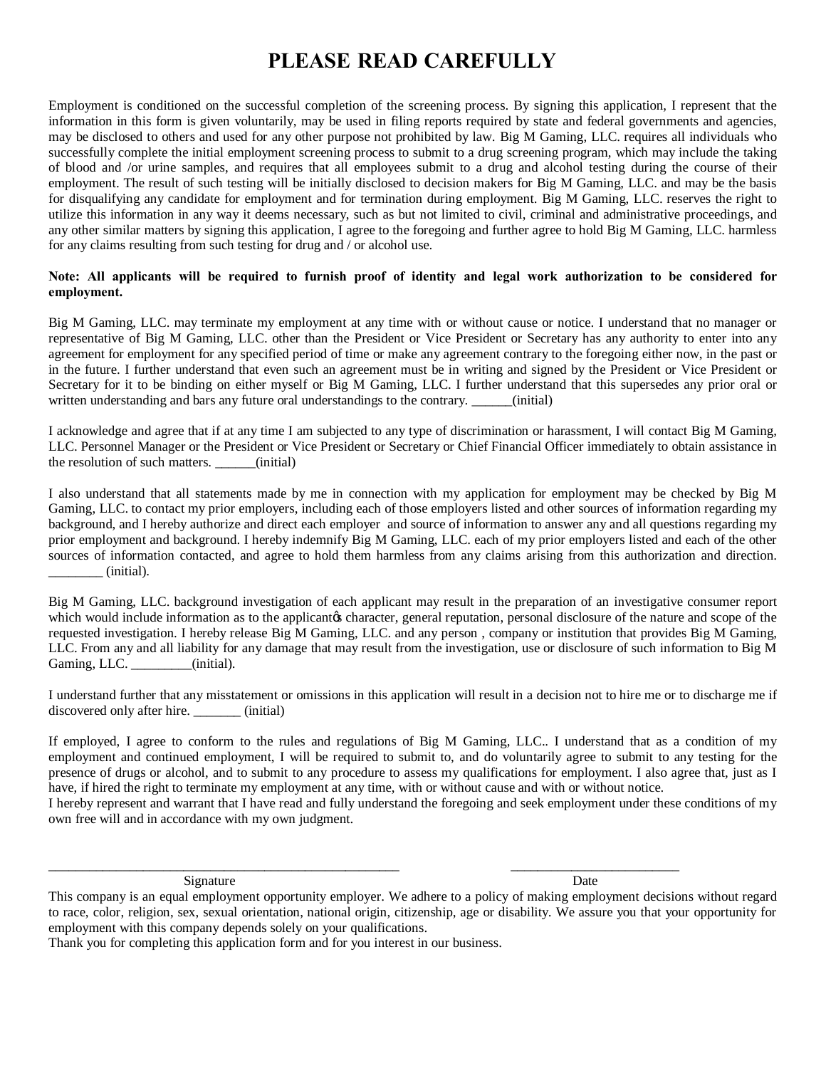# PLEASE READ CAREFULLY

Employment is conditioned on the successful completion of the screening process. By signing this application, I represent that the information in this form is given voluntarily, may be used in filing reports required by state and federal governments and agencies, may be disclosed to others and used for any other purpose not prohibited by law. Big M Gaming, LLC. requires all individuals who successfully complete the initial employment screening process to submit to a drug screening program, which may include the taking of blood and /or urine samples, and requires that all employees submit to a drug and alcohol testing during the course of their employment. The result of such testing will be initially disclosed to decision makers for Big M Gaming, LLC. and may be the basis for disqualifying any candidate for employment and for termination during employment. Big M Gaming, LLC. reserves the right to utilize this information in any way it deems necessary, such as but not limited to civil, criminal and administrative proceedings, and any other similar matters by signing this application, I agree to the foregoing and further agree to hold Big M Gaming, LLC. harmless for any claims resulting from such testing for drug and / or alcohol use.

**Note: All applicants will be required to furnish proof of identity and legal work authorization to be considered for employment.**

Big M Gaming, LLC. may terminate my employment at any time with or without cause or notice. I understand that no manager or representative of Big M Gaming, LLC. other than the President or Vice President or Secretary has any authority to enter into any agreement for employment for any specified period of time or make any agreement contrary to the foregoing either now, in the past or in the future. I further understand that even such an agreement must be in writing and signed by the President or Vice President or Secretary for it to be binding on either myself or Big M Gaming, LLC. I further understand that this supersedes any prior oral or written understanding and bars any future oral understandings to the contrary. ______(initial)

I acknowledge and agree that if at any time I am subjected to any type of discrimination or harassment, I will contact Big M Gaming, LLC. Personnel Manager or the President or Vice President or Secretary or Chief Financial Officer immediately to obtain assistance in the resolution of such matters. ______(initial)

I also understand that all statements made by me in connection with my application for employment may be checked by Big M Gaming, LLC. to contact my prior employers, including each of those employers listed and other sources of information regarding my background, and I hereby authorize and direct each employer and source of information to answer any and all questions regarding my prior employment and background. I hereby indemnify Big M Gaming, LLC. each of my prior employers listed and each of the other sources of information contacted, and agree to hold them harmless from any claims arising from this authorization and direction. ________ (initial).

Big M Gaming, LLC. background investigation of each applicant may result in the preparation of an investigative consumer report which would include information as to the applicant's character, general reputation, personal disclosure of the nature and scope of the requested investigation. I hereby release Big M Gaming, LLC. and any person , company or institution that provides Big M Gaming, LLC. From any and all liability for any damage that may result from the investigation, use or disclosure of such information to Big M Gaming, LLC. _________(initial).

I understand further that any misstatement or omissions in this application will result in a decision not to hire me or to discharge me if discovered only after hire. _______ (initial)

If employed, I agree to conform to the rules and regulations of Big M Gaming, LLC.. I understand that as a condition of my employment and continued employment, I will be required to submit to, and do voluntarily agree to submit to any testing for the presence of drugs or alcohol, and to submit to any procedure to assess my qualifications for employment. I also agree that, just as I have, if hired the right to terminate my employment at any time, with or without cause and with or without notice.
I hereby represent and warrant that I have read and fully understand the foregoing and seek employment under these conditions of my own free will and in accordance with my own judgment.

_____________________________________________________ &nbsp;&nbsp;&nbsp;&nbsp;&nbsp;&nbsp;&nbsp;&nbsp; __________________________
Signature &nbsp;&nbsp;&nbsp;&nbsp;&nbsp;&nbsp;&nbsp;&nbsp;&nbsp;&nbsp;&nbsp;&nbsp;&nbsp;&nbsp;&nbsp;&nbsp;&nbsp;&nbsp;&nbsp;&nbsp;&nbsp;&nbsp;&nbsp;&nbsp;&nbsp;&nbsp;&nbsp;&nbsp;&nbsp;&nbsp;&nbsp;&nbsp;&nbsp;&nbsp;&nbsp;&nbsp;&nbsp;&nbsp;&nbsp;&nbsp; Date

This company is an equal employment opportunity employer. We adhere to a policy of making employment decisions without regard to race, color, religion, sex, sexual orientation, national origin, citizenship, age or disability. We assure you that your opportunity for employment with this company depends solely on your qualifications.
Thank you for completing this application form and for you interest in our business.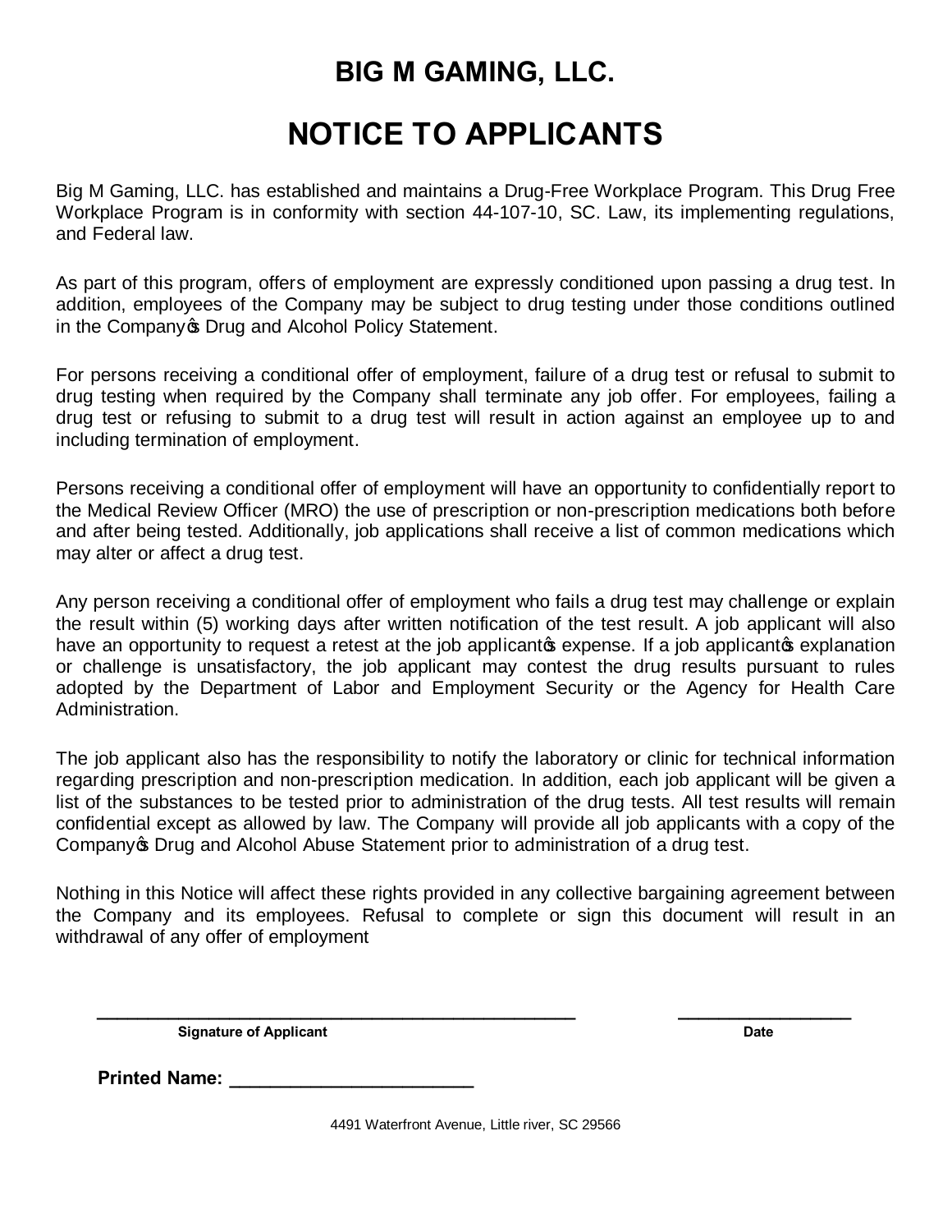# BIG M GAMING, LLC.

# NOTICE TO APPLICANTS

Big M Gaming, LLC. has established and maintains a Drug-Free Workplace Program. This Drug Free Workplace Program is in conformity with section 44-107-10, SC. Law, its implementing regulations, and Federal law.

As part of this program, offers of employment are expressly conditioned upon passing a drug test. In addition, employees of the Company may be subject to drug testing under those conditions outlined in the Company's Drug and Alcohol Policy Statement.

For persons receiving a conditional offer of employment, failure of a drug test or refusal to submit to drug testing when required by the Company shall terminate any job offer. For employees, failing a drug test or refusing to submit to a drug test will result in action against an employee up to and including termination of employment.

Persons receiving a conditional offer of employment will have an opportunity to confidentially report to the Medical Review Officer (MRO) the use of prescription or non-prescription medications both before and after being tested. Additionally, job applications shall receive a list of common medications which may alter or affect a drug test.

Any person receiving a conditional offer of employment who fails a drug test may challenge or explain the result within (5) working days after written notification of the test result. A job applicant will also have an opportunity to request a retest at the job applicant's expense. If a job applicant's explanation or challenge is unsatisfactory, the job applicant may contest the drug results pursuant to rules adopted by the Department of Labor and Employment Security or the Agency for Health Care Administration.

The job applicant also has the responsibility to notify the laboratory or clinic for technical information regarding prescription and non-prescription medication. In addition, each job applicant will be given a list of the substances to be tested prior to administration of the drug tests. All test results will remain confidential except as allowed by law. The Company will provide all job applicants with a copy of the Company's Drug and Alcohol Abuse Statement prior to administration of a drug test.

Nothing in this Notice will affect these rights provided in any collective bargaining agreement between the Company and its employees. Refusal to complete or sign this document will result in an withdrawal of any offer of employment

_______________________________________________ _________________

**Signature of Applicant** **Date**

**Printed Name:** ________________________

4491 Waterfront Avenue, Little river, SC 29566